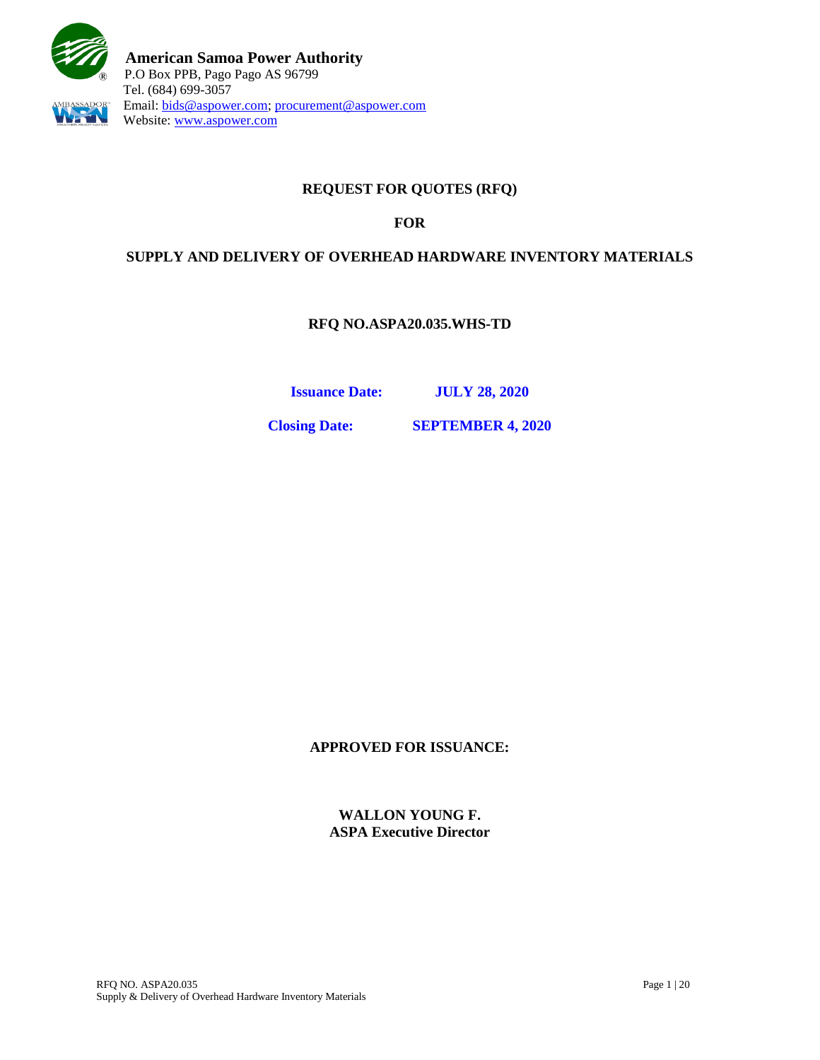**American Samoa Power Authority**
P.O Box PPB, Pago Pago AS 96799
Tel. (684) 699-3057
Email: bids@aspower.com; procurement@aspower.com
Website: www.aspower.com

# REQUEST FOR QUOTES (RFQ)

## FOR

## SUPPLY AND DELIVERY OF OVERHEAD HARDWARE INVENTORY MATERIALS

### RFQ NO.ASPA20.035.WHS-TD

**Issuance Date:** **JULY 28, 2020**

**Closing Date:** **SEPTEMBER 4, 2020**

**APPROVED FOR ISSUANCE:**

**WALLON YOUNG F.**
**ASPA Executive Director**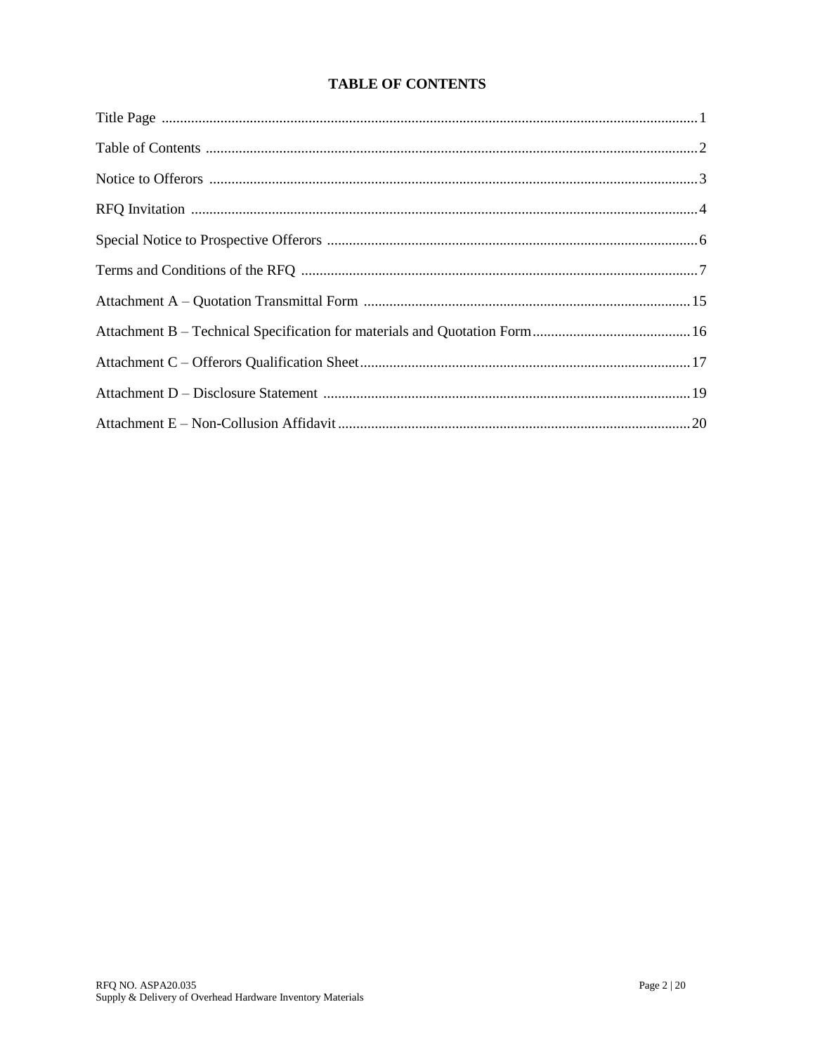# TABLE OF CONTENTS

| Section | Page |
|---|---|
| Title Page | 1 |
| Table of Contents | 2 |
| Notice to Offerors | 3 |
| RFQ Invitation | 4 |
| Special Notice to Prospective Offerors | 6 |
| Terms and Conditions of the RFQ | 7 |
| Attachment A – Quotation Transmittal Form | 15 |
| Attachment B – Technical Specification for materials and Quotation Form | 16 |
| Attachment C – Offerors Qualification Sheet | 17 |
| Attachment D – Disclosure Statement | 19 |
| Attachment E – Non-Collusion Affidavit | 20 |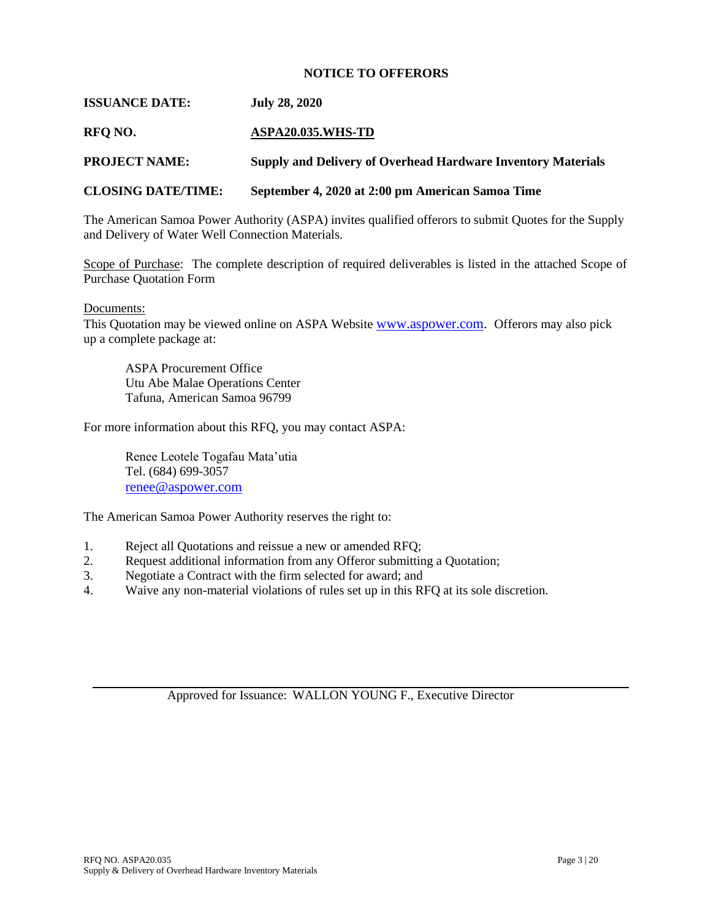## NOTICE TO OFFERORS

**ISSUANCE DATE:** **July 28, 2020**

**RFQ NO.** **ASPA20.035.WHS-TD**

**PROJECT NAME:** **Supply and Delivery of Overhead Hardware Inventory Materials**

**CLOSING DATE/TIME:** **September 4, 2020 at 2:00 pm American Samoa Time**

The American Samoa Power Authority (ASPA) invites qualified offerors to submit Quotes for the Supply and Delivery of Water Well Connection Materials.

Scope of Purchase: The complete description of required deliverables is listed in the attached Scope of Purchase Quotation Form

Documents:
This Quotation may be viewed online on ASPA Website www.aspower.com. Offerors may also pick up a complete package at:

> ASPA Procurement Office
> Utu Abe Malae Operations Center
> Tafuna, American Samoa 96799

For more information about this RFQ, you may contact ASPA:

> Renee Leotele Togafau Mata'utia
> Tel. (684) 699-3057
> renee@aspower.com

The American Samoa Power Authority reserves the right to:

1. Reject all Quotations and reissue a new or amended RFQ;
2. Request additional information from any Offeror submitting a Quotation;
3. Negotiate a Contract with the firm selected for award; and
4. Waive any non-material violations of rules set up in this RFQ at its sole discretion.

Approved for Issuance: WALLON YOUNG F., Executive Director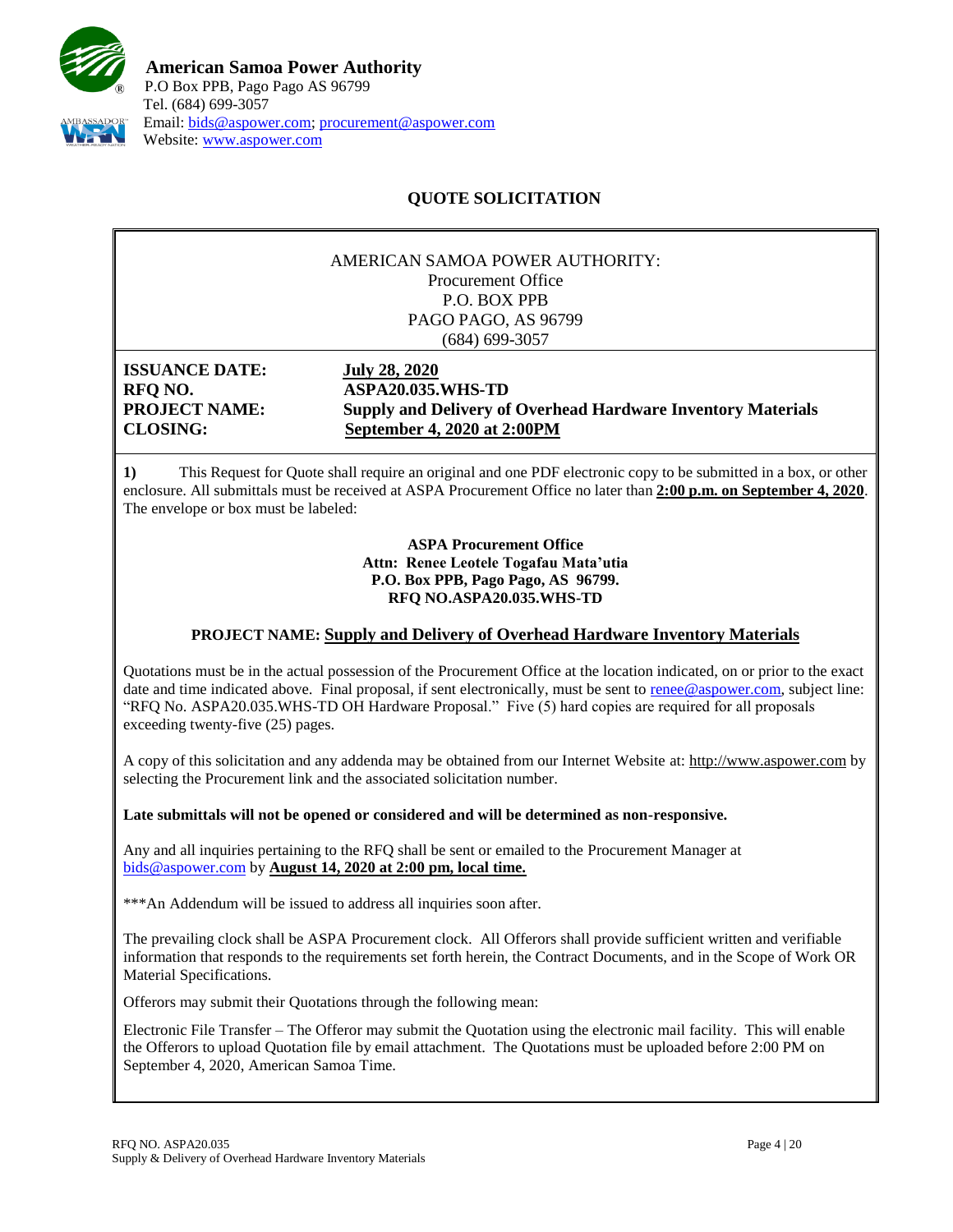**American Samoa Power Authority**
P.O Box PPB, Pago Pago AS 96799
Tel. (684) 699-3057
Email: bids@aspower.com; procurement@aspower.com
Website: www.aspower.com

## QUOTE SOLICITATION

AMERICAN SAMOA POWER AUTHORITY:
Procurement Office
P.O. BOX PPB
PAGO PAGO, AS 96799
(684) 699-3057

**ISSUANCE DATE:** **July 28, 2020**
**RFQ NO.** **ASPA20.035.WHS-TD**
**PROJECT NAME:** **Supply and Delivery of Overhead Hardware Inventory Materials**
**CLOSING:** **September 4, 2020 at 2:00PM**

**1)** This Request for Quote shall require an original and one PDF electronic copy to be submitted in a box, or other enclosure. All submittals must be received at ASPA Procurement Office no later than **2:00 p.m. on September 4, 2020**. The envelope or box must be labeled:

**ASPA Procurement Office**
**Attn: Renee Leotele Togafau Mata'utia**
**P.O. Box PPB, Pago Pago, AS 96799.**
**RFQ NO.ASPA20.035.WHS-TD**

**PROJECT NAME: Supply and Delivery of Overhead Hardware Inventory Materials**

Quotations must be in the actual possession of the Procurement Office at the location indicated, on or prior to the exact date and time indicated above. Final proposal, if sent electronically, must be sent to renee@aspower.com, subject line: "RFQ No. ASPA20.035.WHS-TD OH Hardware Proposal." Five (5) hard copies are required for all proposals exceeding twenty-five (25) pages.

A copy of this solicitation and any addenda may be obtained from our Internet Website at: http://www.aspower.com by selecting the Procurement link and the associated solicitation number.

**Late submittals will not be opened or considered and will be determined as non-responsive.**

Any and all inquiries pertaining to the RFQ shall be sent or emailed to the Procurement Manager at bids@aspower.com by **August 14, 2020 at 2:00 pm, local time.**

***An Addendum will be issued to address all inquiries soon after.

The prevailing clock shall be ASPA Procurement clock. All Offerors shall provide sufficient written and verifiable information that responds to the requirements set forth herein, the Contract Documents, and in the Scope of Work OR Material Specifications.

Offerors may submit their Quotations through the following mean:

Electronic File Transfer – The Offeror may submit the Quotation using the electronic mail facility. This will enable the Offerors to upload Quotation file by email attachment. The Quotations must be uploaded before 2:00 PM on September 4, 2020, American Samoa Time.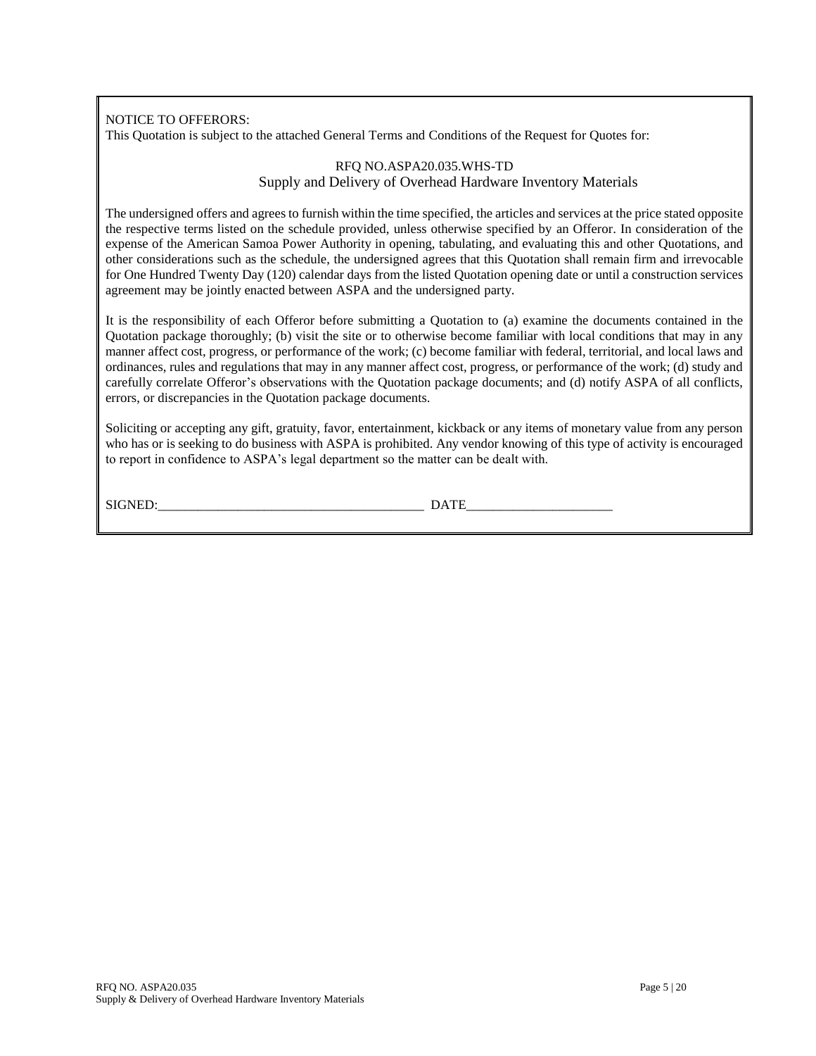NOTICE TO OFFERORS:
This Quotation is subject to the attached General Terms and Conditions of the Request for Quotes for:

RFQ NO.ASPA20.035.WHS-TD
Supply and Delivery of Overhead Hardware Inventory Materials

The undersigned offers and agrees to furnish within the time specified, the articles and services at the price stated opposite the respective terms listed on the schedule provided, unless otherwise specified by an Offeror. In consideration of the expense of the American Samoa Power Authority in opening, tabulating, and evaluating this and other Quotations, and other considerations such as the schedule, the undersigned agrees that this Quotation shall remain firm and irrevocable for One Hundred Twenty Day (120) calendar days from the listed Quotation opening date or until a construction services agreement may be jointly enacted between ASPA and the undersigned party.

It is the responsibility of each Offeror before submitting a Quotation to (a) examine the documents contained in the Quotation package thoroughly; (b) visit the site or to otherwise become familiar with local conditions that may in any manner affect cost, progress, or performance of the work; (c) become familiar with federal, territorial, and local laws and ordinances, rules and regulations that may in any manner affect cost, progress, or performance of the work; (d) study and carefully correlate Offeror's observations with the Quotation package documents; and (d) notify ASPA of all conflicts, errors, or discrepancies in the Quotation package documents.

Soliciting or accepting any gift, gratuity, favor, entertainment, kickback or any items of monetary value from any person who has or is seeking to do business with ASPA is prohibited. Any vendor knowing of this type of activity is encouraged to report in confidence to ASPA's legal department so the matter can be dealt with.

SIGNED:________________________________________ DATE______________________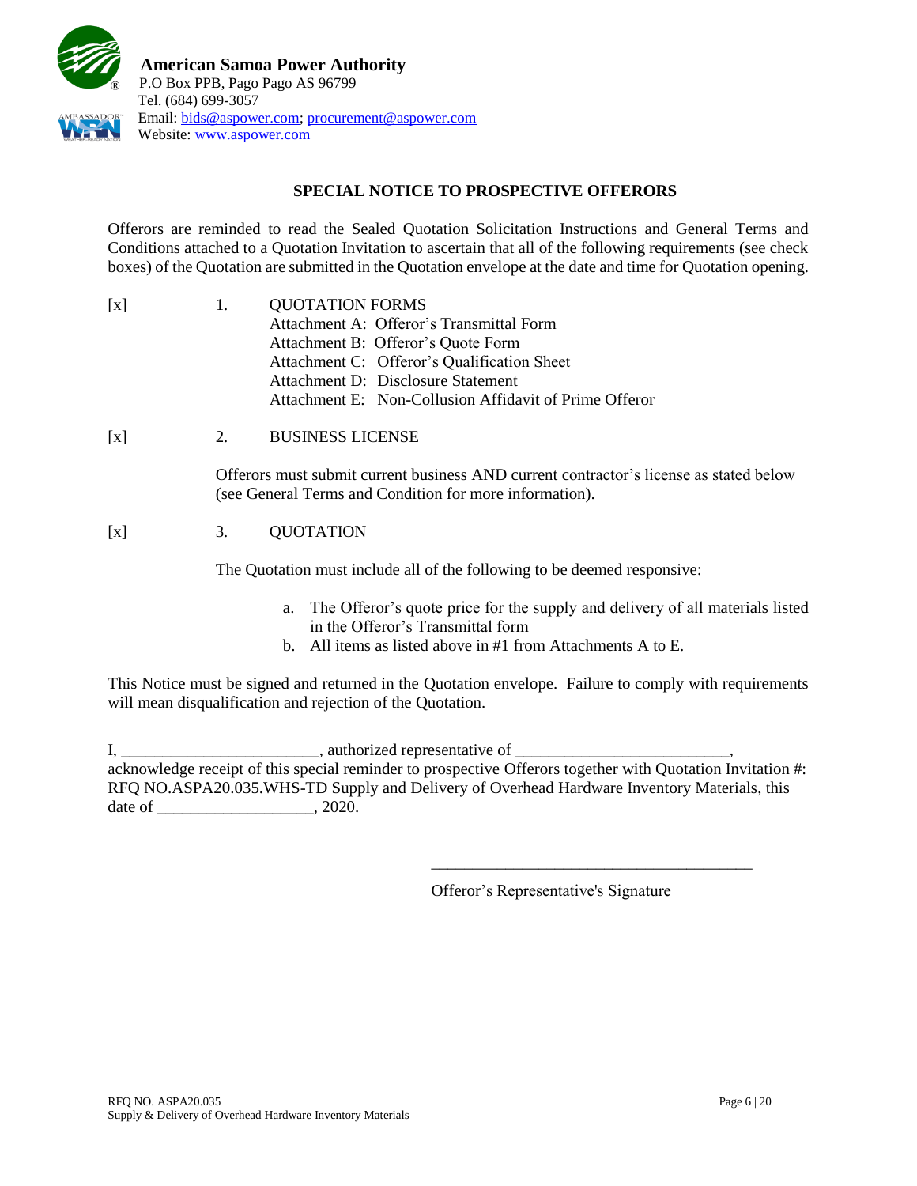**American Samoa Power Authority**
P.O Box PPB, Pago Pago AS 96799
Tel. (684) 699-3057
Email: bids@aspower.com; procurement@aspower.com
Website: www.aspower.com

## SPECIAL NOTICE TO PROSPECTIVE OFFERORS

Offerors are reminded to read the Sealed Quotation Solicitation Instructions and General Terms and Conditions attached to a Quotation Invitation to ascertain that all of the following requirements (see check boxes) of the Quotation are submitted in the Quotation envelope at the date and time for Quotation opening.

[x] 1. QUOTATION FORMS
Attachment A: Offeror's Transmittal Form
Attachment B: Offeror's Quote Form
Attachment C: Offeror's Qualification Sheet
Attachment D: Disclosure Statement
Attachment E: Non-Collusion Affidavit of Prime Offeror

[x] 2. BUSINESS LICENSE

Offerors must submit current business AND current contractor's license as stated below (see General Terms and Condition for more information).

[x] 3. QUOTATION

The Quotation must include all of the following to be deemed responsive:

a. The Offeror's quote price for the supply and delivery of all materials listed in the Offeror's Transmittal form
b. All items as listed above in #1 from Attachments A to E.

This Notice must be signed and returned in the Quotation envelope. Failure to comply with requirements will mean disqualification and rejection of the Quotation.

I, ________________________, authorized representative of __________________________, acknowledge receipt of this special reminder to prospective Offerors together with Quotation Invitation #: RFQ NO.ASPA20.035.WHS-TD Supply and Delivery of Overhead Hardware Inventory Materials, this date of ___________________, 2020.

________________________________________
Offeror's Representative's Signature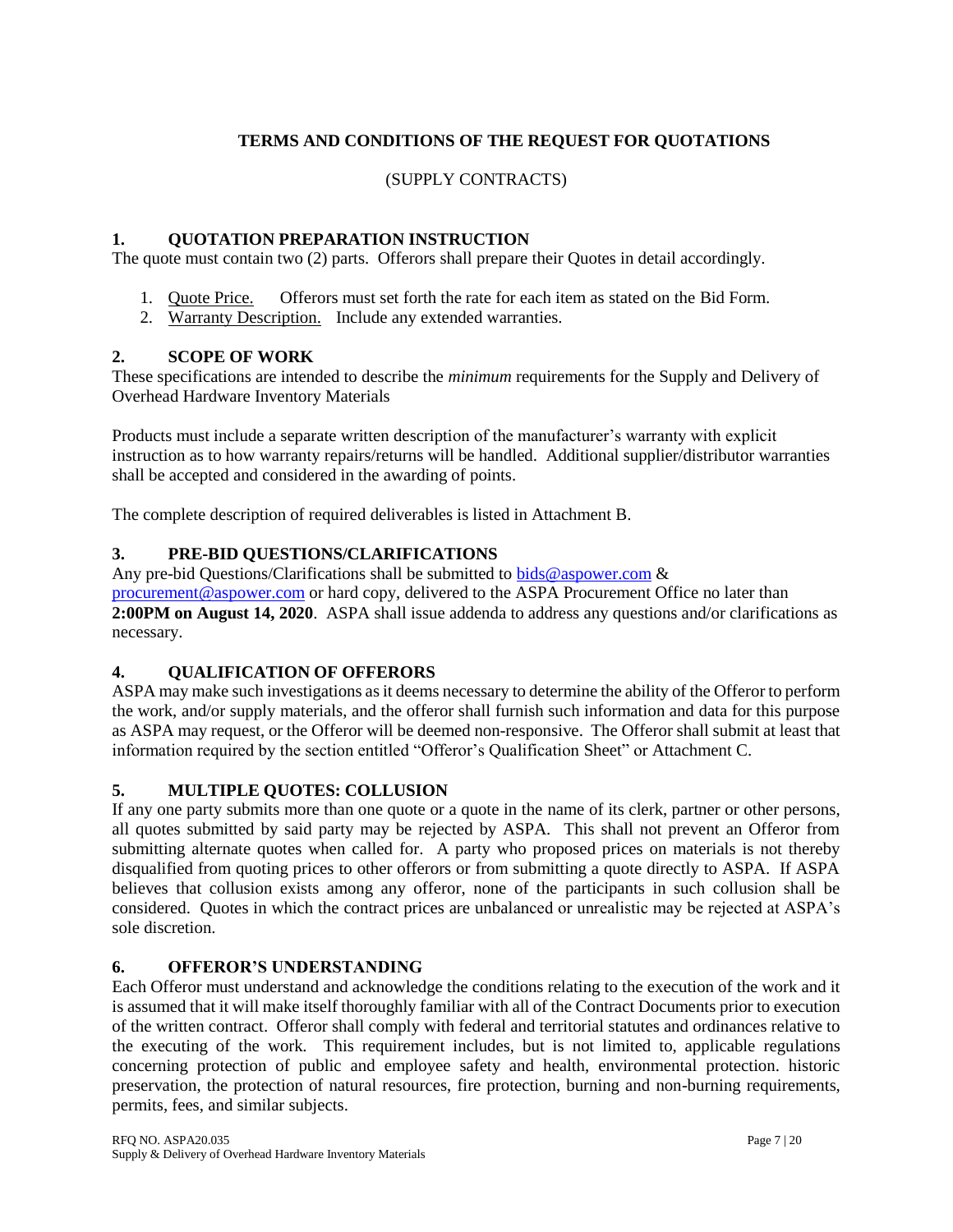## TERMS AND CONDITIONS OF THE REQUEST FOR QUOTATIONS

(SUPPLY CONTRACTS)

### 1. QUOTATION PREPARATION INSTRUCTION

The quote must contain two (2) parts. Offerors shall prepare their Quotes in detail accordingly.

1. Quote Price. Offerors must set forth the rate for each item as stated on the Bid Form.
2. Warranty Description. Include any extended warranties.

### 2. SCOPE OF WORK

These specifications are intended to describe the *minimum* requirements for the Supply and Delivery of Overhead Hardware Inventory Materials

Products must include a separate written description of the manufacturer's warranty with explicit instruction as to how warranty repairs/returns will be handled. Additional supplier/distributor warranties shall be accepted and considered in the awarding of points.

The complete description of required deliverables is listed in Attachment B.

### 3. PRE-BID QUESTIONS/CLARIFICATIONS

Any pre-bid Questions/Clarifications shall be submitted to bids@aspower.com & procurement@aspower.com or hard copy, delivered to the ASPA Procurement Office no later than **2:00PM on August 14, 2020**. ASPA shall issue addenda to address any questions and/or clarifications as necessary.

### 4. QUALIFICATION OF OFFERORS

ASPA may make such investigations as it deems necessary to determine the ability of the Offeror to perform the work, and/or supply materials, and the offeror shall furnish such information and data for this purpose as ASPA may request, or the Offeror will be deemed non-responsive. The Offeror shall submit at least that information required by the section entitled "Offeror's Qualification Sheet" or Attachment C.

### 5. MULTIPLE QUOTES: COLLUSION

If any one party submits more than one quote or a quote in the name of its clerk, partner or other persons, all quotes submitted by said party may be rejected by ASPA. This shall not prevent an Offeror from submitting alternate quotes when called for. A party who proposed prices on materials is not thereby disqualified from quoting prices to other offerors or from submitting a quote directly to ASPA. If ASPA believes that collusion exists among any offeror, none of the participants in such collusion shall be considered. Quotes in which the contract prices are unbalanced or unrealistic may be rejected at ASPA's sole discretion.

### 6. OFFEROR'S UNDERSTANDING

Each Offeror must understand and acknowledge the conditions relating to the execution of the work and it is assumed that it will make itself thoroughly familiar with all of the Contract Documents prior to execution of the written contract. Offeror shall comply with federal and territorial statutes and ordinances relative to the executing of the work. This requirement includes, but is not limited to, applicable regulations concerning protection of public and employee safety and health, environmental protection. historic preservation, the protection of natural resources, fire protection, burning and non-burning requirements, permits, fees, and similar subjects.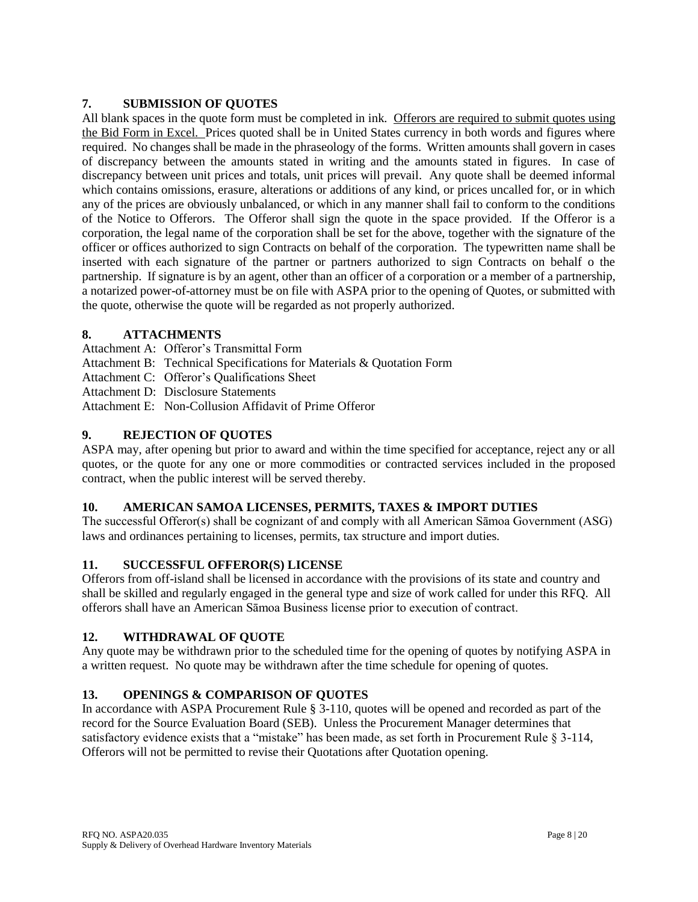## 7. SUBMISSION OF QUOTES

All blank spaces in the quote form must be completed in ink. Offerors are required to submit quotes using the Bid Form in Excel. Prices quoted shall be in United States currency in both words and figures where required. No changes shall be made in the phraseology of the forms. Written amounts shall govern in cases of discrepancy between the amounts stated in writing and the amounts stated in figures. In case of discrepancy between unit prices and totals, unit prices will prevail. Any quote shall be deemed informal which contains omissions, erasure, alterations or additions of any kind, or prices uncalled for, or in which any of the prices are obviously unbalanced, or which in any manner shall fail to conform to the conditions of the Notice to Offerors. The Offeror shall sign the quote in the space provided. If the Offeror is a corporation, the legal name of the corporation shall be set for the above, together with the signature of the officer or offices authorized to sign Contracts on behalf of the corporation. The typewritten name shall be inserted with each signature of the partner or partners authorized to sign Contracts on behalf o the partnership. If signature is by an agent, other than an officer of a corporation or a member of a partnership, a notarized power-of-attorney must be on file with ASPA prior to the opening of Quotes, or submitted with the quote, otherwise the quote will be regarded as not properly authorized.

## 8. ATTACHMENTS

Attachment A: Offeror's Transmittal Form
Attachment B: Technical Specifications for Materials & Quotation Form
Attachment C: Offeror's Qualifications Sheet
Attachment D: Disclosure Statements
Attachment E: Non-Collusion Affidavit of Prime Offeror

## 9. REJECTION OF QUOTES

ASPA may, after opening but prior to award and within the time specified for acceptance, reject any or all quotes, or the quote for any one or more commodities or contracted services included in the proposed contract, when the public interest will be served thereby.

## 10. AMERICAN SAMOA LICENSES, PERMITS, TAXES & IMPORT DUTIES

The successful Offeror(s) shall be cognizant of and comply with all American Sāmoa Government (ASG) laws and ordinances pertaining to licenses, permits, tax structure and import duties.

## 11. SUCCESSFUL OFFEROR(S) LICENSE

Offerors from off-island shall be licensed in accordance with the provisions of its state and country and shall be skilled and regularly engaged in the general type and size of work called for under this RFQ. All offerors shall have an American Sāmoa Business license prior to execution of contract.

## 12. WITHDRAWAL OF QUOTE

Any quote may be withdrawn prior to the scheduled time for the opening of quotes by notifying ASPA in a written request. No quote may be withdrawn after the time schedule for opening of quotes.

## 13. OPENINGS & COMPARISON OF QUOTES

In accordance with ASPA Procurement Rule § 3-110, quotes will be opened and recorded as part of the record for the Source Evaluation Board (SEB). Unless the Procurement Manager determines that satisfactory evidence exists that a "mistake" has been made, as set forth in Procurement Rule § 3-114, Offerors will not be permitted to revise their Quotations after Quotation opening.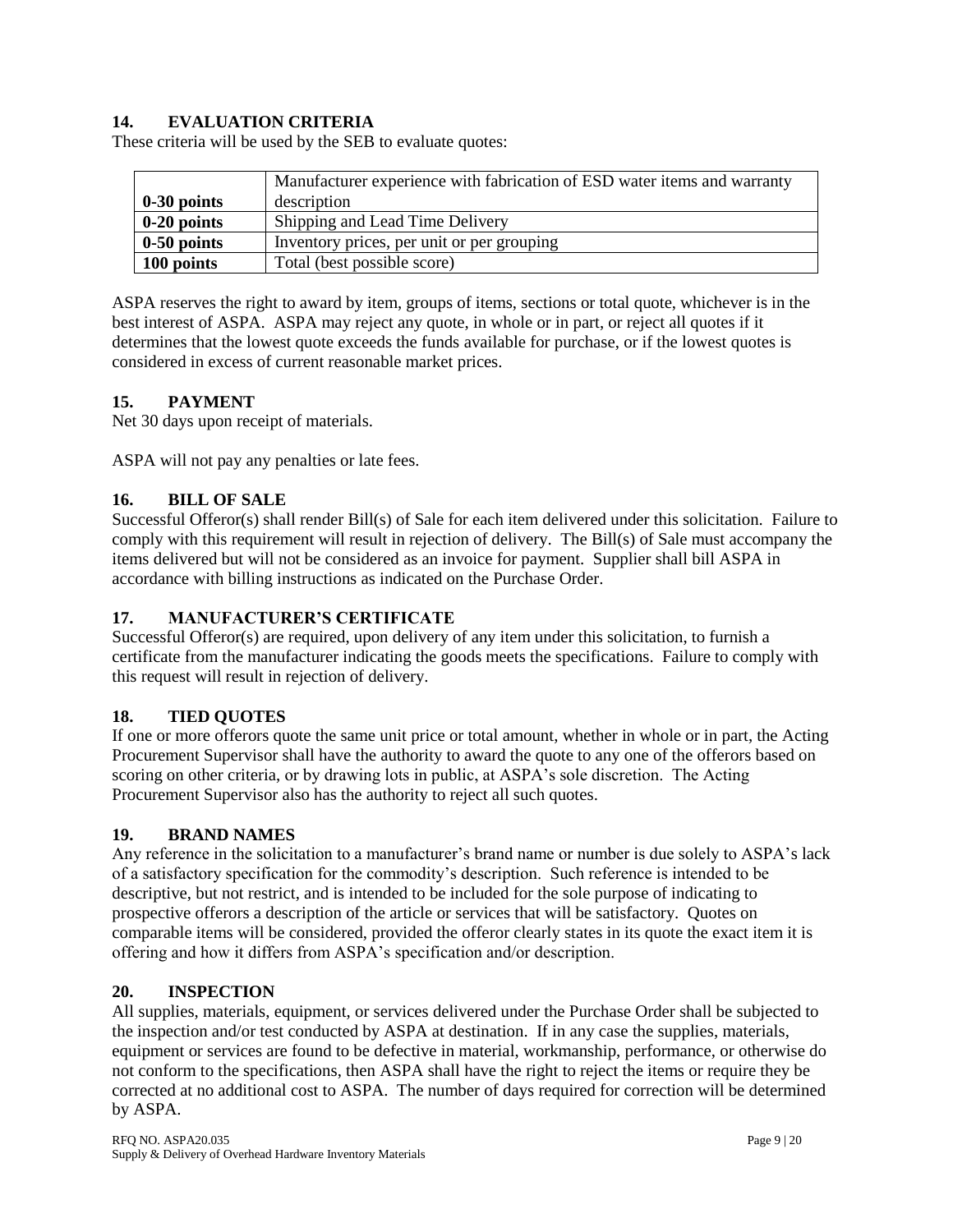## 14. EVALUATION CRITERIA

These criteria will be used by the SEB to evaluate quotes:

| | |
|---|---|
| **0-30 points** | Manufacturer experience with fabrication of ESD water items and warranty description |
| **0-20 points** | Shipping and Lead Time Delivery |
| **0-50 points** | Inventory prices, per unit or per grouping |
| **100 points** | Total (best possible score) |

ASPA reserves the right to award by item, groups of items, sections or total quote, whichever is in the best interest of ASPA. ASPA may reject any quote, in whole or in part, or reject all quotes if it determines that the lowest quote exceeds the funds available for purchase, or if the lowest quotes is considered in excess of current reasonable market prices.

## 15. PAYMENT

Net 30 days upon receipt of materials.

ASPA will not pay any penalties or late fees.

## 16. BILL OF SALE

Successful Offeror(s) shall render Bill(s) of Sale for each item delivered under this solicitation. Failure to comply with this requirement will result in rejection of delivery. The Bill(s) of Sale must accompany the items delivered but will not be considered as an invoice for payment. Supplier shall bill ASPA in accordance with billing instructions as indicated on the Purchase Order.

## 17. MANUFACTURER'S CERTIFICATE

Successful Offeror(s) are required, upon delivery of any item under this solicitation, to furnish a certificate from the manufacturer indicating the goods meets the specifications. Failure to comply with this request will result in rejection of delivery.

## 18. TIED QUOTES

If one or more offerors quote the same unit price or total amount, whether in whole or in part, the Acting Procurement Supervisor shall have the authority to award the quote to any one of the offerors based on scoring on other criteria, or by drawing lots in public, at ASPA's sole discretion. The Acting Procurement Supervisor also has the authority to reject all such quotes.

## 19. BRAND NAMES

Any reference in the solicitation to a manufacturer's brand name or number is due solely to ASPA's lack of a satisfactory specification for the commodity's description. Such reference is intended to be descriptive, but not restrict, and is intended to be included for the sole purpose of indicating to prospective offerors a description of the article or services that will be satisfactory. Quotes on comparable items will be considered, provided the offeror clearly states in its quote the exact item it is offering and how it differs from ASPA's specification and/or description.

## 20. INSPECTION

All supplies, materials, equipment, or services delivered under the Purchase Order shall be subjected to the inspection and/or test conducted by ASPA at destination. If in any case the supplies, materials, equipment or services are found to be defective in material, workmanship, performance, or otherwise do not conform to the specifications, then ASPA shall have the right to reject the items or require they be corrected at no additional cost to ASPA. The number of days required for correction will be determined by ASPA.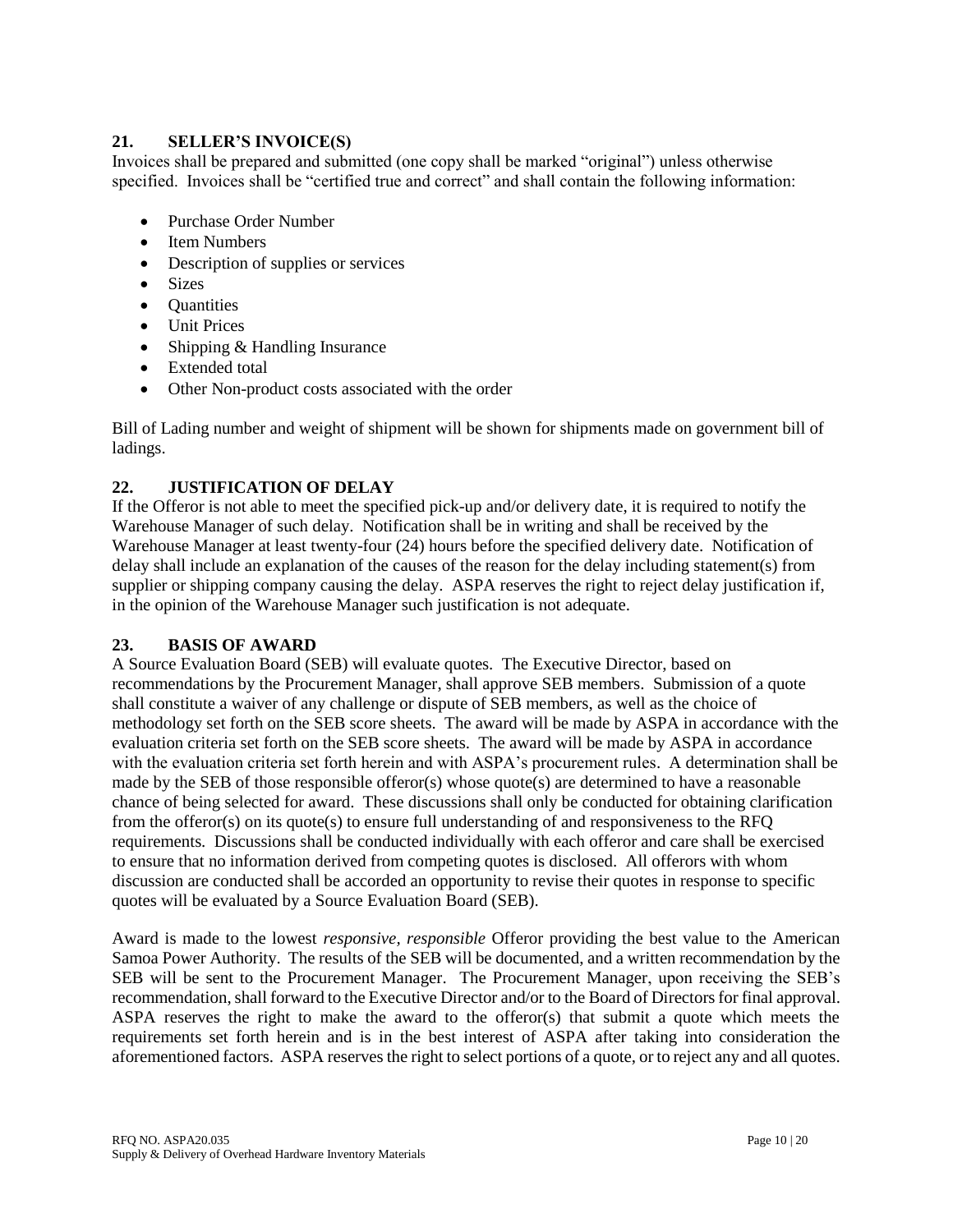## 21. SELLER'S INVOICE(S)

Invoices shall be prepared and submitted (one copy shall be marked "original") unless otherwise specified. Invoices shall be "certified true and correct" and shall contain the following information:

- Purchase Order Number
- Item Numbers
- Description of supplies or services
- Sizes
- Quantities
- Unit Prices
- Shipping & Handling Insurance
- Extended total
- Other Non-product costs associated with the order

Bill of Lading number and weight of shipment will be shown for shipments made on government bill of ladings.

## 22. JUSTIFICATION OF DELAY

If the Offeror is not able to meet the specified pick-up and/or delivery date, it is required to notify the Warehouse Manager of such delay. Notification shall be in writing and shall be received by the Warehouse Manager at least twenty-four (24) hours before the specified delivery date. Notification of delay shall include an explanation of the causes of the reason for the delay including statement(s) from supplier or shipping company causing the delay. ASPA reserves the right to reject delay justification if, in the opinion of the Warehouse Manager such justification is not adequate.

## 23. BASIS OF AWARD

A Source Evaluation Board (SEB) will evaluate quotes. The Executive Director, based on recommendations by the Procurement Manager, shall approve SEB members. Submission of a quote shall constitute a waiver of any challenge or dispute of SEB members, as well as the choice of methodology set forth on the SEB score sheets. The award will be made by ASPA in accordance with the evaluation criteria set forth on the SEB score sheets. The award will be made by ASPA in accordance with the evaluation criteria set forth herein and with ASPA's procurement rules. A determination shall be made by the SEB of those responsible offeror(s) whose quote(s) are determined to have a reasonable chance of being selected for award. These discussions shall only be conducted for obtaining clarification from the offeror(s) on its quote(s) to ensure full understanding of and responsiveness to the RFQ requirements. Discussions shall be conducted individually with each offeror and care shall be exercised to ensure that no information derived from competing quotes is disclosed. All offerors with whom discussion are conducted shall be accorded an opportunity to revise their quotes in response to specific quotes will be evaluated by a Source Evaluation Board (SEB).

Award is made to the lowest *responsive, responsible* Offeror providing the best value to the American Samoa Power Authority. The results of the SEB will be documented, and a written recommendation by the SEB will be sent to the Procurement Manager. The Procurement Manager, upon receiving the SEB's recommendation, shall forward to the Executive Director and/or to the Board of Directors for final approval. ASPA reserves the right to make the award to the offeror(s) that submit a quote which meets the requirements set forth herein and is in the best interest of ASPA after taking into consideration the aforementioned factors. ASPA reserves the right to select portions of a quote, or to reject any and all quotes.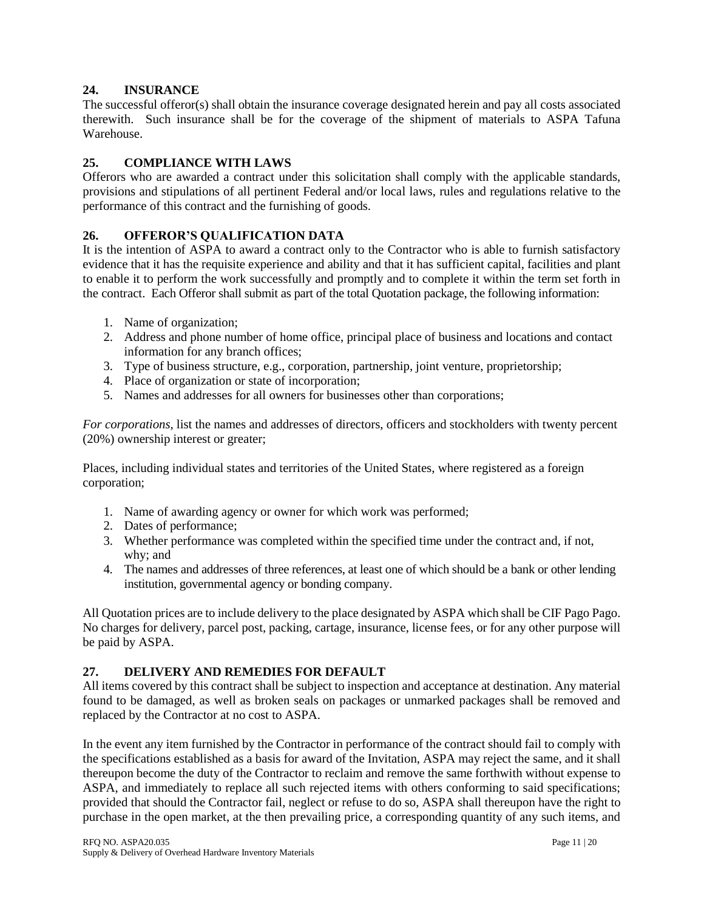## 24. INSURANCE

The successful offeror(s) shall obtain the insurance coverage designated herein and pay all costs associated therewith. Such insurance shall be for the coverage of the shipment of materials to ASPA Tafuna Warehouse.

## 25. COMPLIANCE WITH LAWS

Offerors who are awarded a contract under this solicitation shall comply with the applicable standards, provisions and stipulations of all pertinent Federal and/or local laws, rules and regulations relative to the performance of this contract and the furnishing of goods.

## 26. OFFEROR'S QUALIFICATION DATA

It is the intention of ASPA to award a contract only to the Contractor who is able to furnish satisfactory evidence that it has the requisite experience and ability and that it has sufficient capital, facilities and plant to enable it to perform the work successfully and promptly and to complete it within the term set forth in the contract. Each Offeror shall submit as part of the total Quotation package, the following information:

1. Name of organization;
2. Address and phone number of home office, principal place of business and locations and contact information for any branch offices;
3. Type of business structure, e.g., corporation, partnership, joint venture, proprietorship;
4. Place of organization or state of incorporation;
5. Names and addresses for all owners for businesses other than corporations;

*For corporations,* list the names and addresses of directors, officers and stockholders with twenty percent (20%) ownership interest or greater;

Places, including individual states and territories of the United States, where registered as a foreign corporation;

1. Name of awarding agency or owner for which work was performed;
2. Dates of performance;
3. Whether performance was completed within the specified time under the contract and, if not, why; and
4. The names and addresses of three references, at least one of which should be a bank or other lending institution, governmental agency or bonding company.

All Quotation prices are to include delivery to the place designated by ASPA which shall be CIF Pago Pago. No charges for delivery, parcel post, packing, cartage, insurance, license fees, or for any other purpose will be paid by ASPA.

## 27. DELIVERY AND REMEDIES FOR DEFAULT

All items covered by this contract shall be subject to inspection and acceptance at destination. Any material found to be damaged, as well as broken seals on packages or unmarked packages shall be removed and replaced by the Contractor at no cost to ASPA.

In the event any item furnished by the Contractor in performance of the contract should fail to comply with the specifications established as a basis for award of the Invitation, ASPA may reject the same, and it shall thereupon become the duty of the Contractor to reclaim and remove the same forthwith without expense to ASPA, and immediately to replace all such rejected items with others conforming to said specifications; provided that should the Contractor fail, neglect or refuse to do so, ASPA shall thereupon have the right to purchase in the open market, at the then prevailing price, a corresponding quantity of any such items, and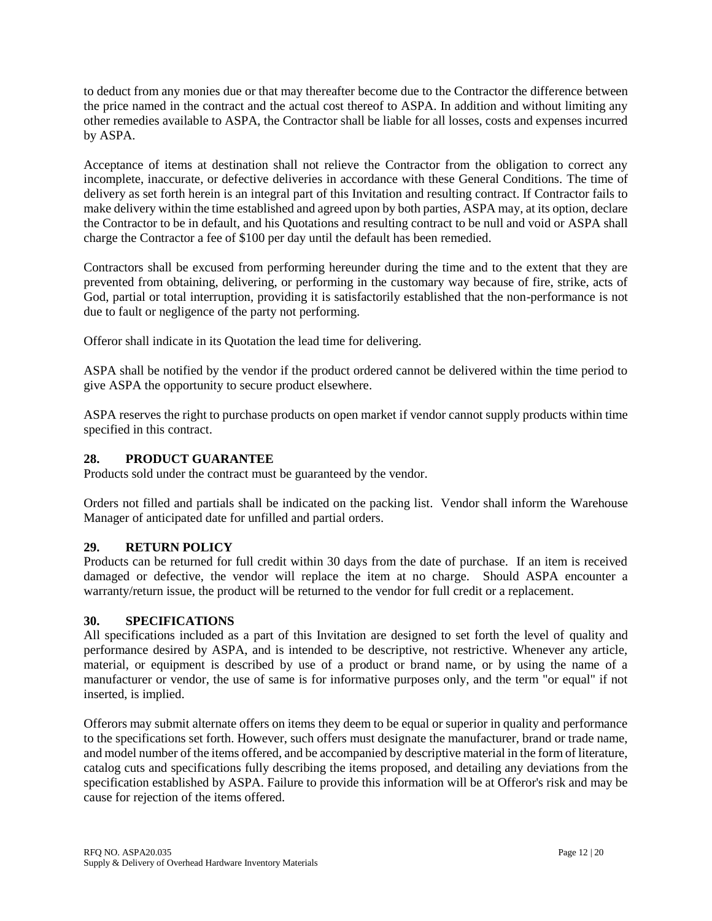to deduct from any monies due or that may thereafter become due to the Contractor the difference between the price named in the contract and the actual cost thereof to ASPA. In addition and without limiting any other remedies available to ASPA, the Contractor shall be liable for all losses, costs and expenses incurred by ASPA.

Acceptance of items at destination shall not relieve the Contractor from the obligation to correct any incomplete, inaccurate, or defective deliveries in accordance with these General Conditions. The time of delivery as set forth herein is an integral part of this Invitation and resulting contract. If Contractor fails to make delivery within the time established and agreed upon by both parties, ASPA may, at its option, declare the Contractor to be in default, and his Quotations and resulting contract to be null and void or ASPA shall charge the Contractor a fee of $100 per day until the default has been remedied.

Contractors shall be excused from performing hereunder during the time and to the extent that they are prevented from obtaining, delivering, or performing in the customary way because of fire, strike, acts of God, partial or total interruption, providing it is satisfactorily established that the non-performance is not due to fault or negligence of the party not performing.

Offeror shall indicate in its Quotation the lead time for delivering.

ASPA shall be notified by the vendor if the product ordered cannot be delivered within the time period to give ASPA the opportunity to secure product elsewhere.

ASPA reserves the right to purchase products on open market if vendor cannot supply products within time specified in this contract.

## 28. PRODUCT GUARANTEE

Products sold under the contract must be guaranteed by the vendor.

Orders not filled and partials shall be indicated on the packing list. Vendor shall inform the Warehouse Manager of anticipated date for unfilled and partial orders.

## 29. RETURN POLICY

Products can be returned for full credit within 30 days from the date of purchase. If an item is received damaged or defective, the vendor will replace the item at no charge. Should ASPA encounter a warranty/return issue, the product will be returned to the vendor for full credit or a replacement.

## 30. SPECIFICATIONS

All specifications included as a part of this Invitation are designed to set forth the level of quality and performance desired by ASPA, and is intended to be descriptive, not restrictive. Whenever any article, material, or equipment is described by use of a product or brand name, or by using the name of a manufacturer or vendor, the use of same is for informative purposes only, and the term "or equal" if not inserted, is implied.

Offerors may submit alternate offers on items they deem to be equal or superior in quality and performance to the specifications set forth. However, such offers must designate the manufacturer, brand or trade name, and model number of the items offered, and be accompanied by descriptive material in the form of literature, catalog cuts and specifications fully describing the items proposed, and detailing any deviations from the specification established by ASPA. Failure to provide this information will be at Offeror's risk and may be cause for rejection of the items offered.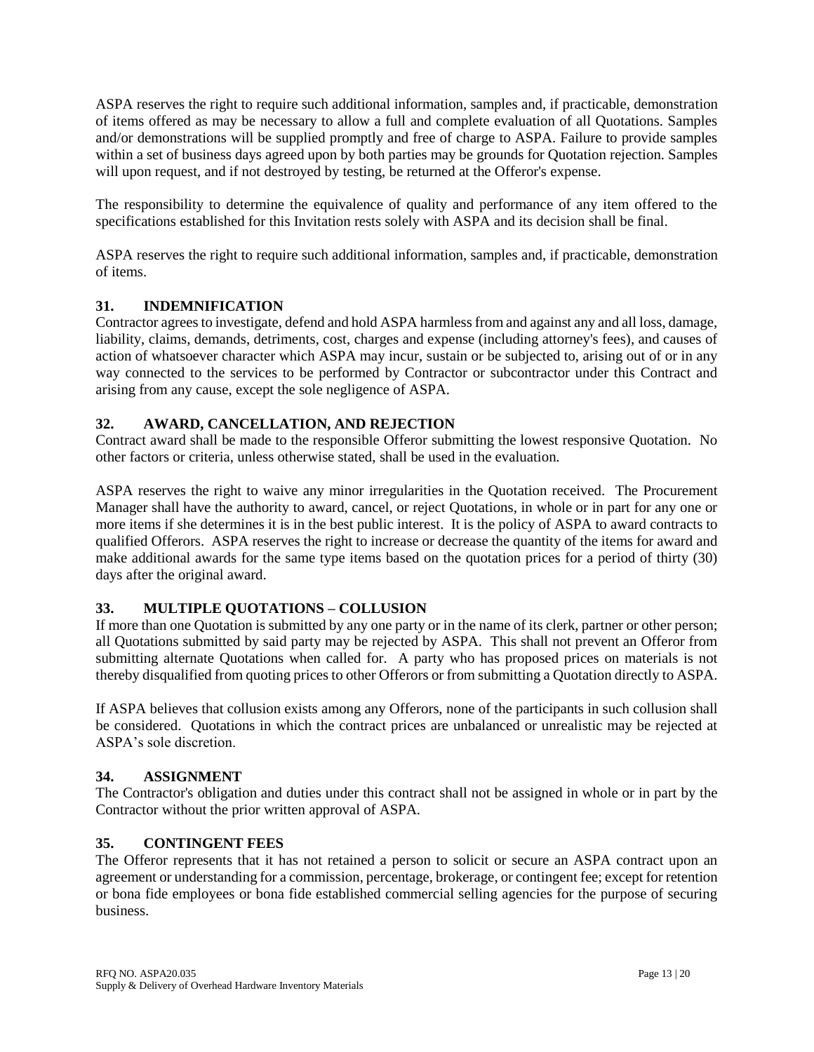ASPA reserves the right to require such additional information, samples and, if practicable, demonstration of items offered as may be necessary to allow a full and complete evaluation of all Quotations. Samples and/or demonstrations will be supplied promptly and free of charge to ASPA. Failure to provide samples within a set of business days agreed upon by both parties may be grounds for Quotation rejection. Samples will upon request, and if not destroyed by testing, be returned at the Offeror's expense.

The responsibility to determine the equivalence of quality and performance of any item offered to the specifications established for this Invitation rests solely with ASPA and its decision shall be final.

ASPA reserves the right to require such additional information, samples and, if practicable, demonstration of items.

### 31. INDEMNIFICATION

Contractor agrees to investigate, defend and hold ASPA harmless from and against any and all loss, damage, liability, claims, demands, detriments, cost, charges and expense (including attorney's fees), and causes of action of whatsoever character which ASPA may incur, sustain or be subjected to, arising out of or in any way connected to the services to be performed by Contractor or subcontractor under this Contract and arising from any cause, except the sole negligence of ASPA.

### 32. AWARD, CANCELLATION, AND REJECTION

Contract award shall be made to the responsible Offeror submitting the lowest responsive Quotation. No other factors or criteria, unless otherwise stated, shall be used in the evaluation.

ASPA reserves the right to waive any minor irregularities in the Quotation received. The Procurement Manager shall have the authority to award, cancel, or reject Quotations, in whole or in part for any one or more items if she determines it is in the best public interest. It is the policy of ASPA to award contracts to qualified Offerors. ASPA reserves the right to increase or decrease the quantity of the items for award and make additional awards for the same type items based on the quotation prices for a period of thirty (30) days after the original award.

### 33. MULTIPLE QUOTATIONS – COLLUSION

If more than one Quotation is submitted by any one party or in the name of its clerk, partner or other person; all Quotations submitted by said party may be rejected by ASPA. This shall not prevent an Offeror from submitting alternate Quotations when called for. A party who has proposed prices on materials is not thereby disqualified from quoting prices to other Offerors or from submitting a Quotation directly to ASPA.

If ASPA believes that collusion exists among any Offerors, none of the participants in such collusion shall be considered. Quotations in which the contract prices are unbalanced or unrealistic may be rejected at ASPA's sole discretion.

### 34. ASSIGNMENT

The Contractor's obligation and duties under this contract shall not be assigned in whole or in part by the Contractor without the prior written approval of ASPA.

### 35. CONTINGENT FEES

The Offeror represents that it has not retained a person to solicit or secure an ASPA contract upon an agreement or understanding for a commission, percentage, brokerage, or contingent fee; except for retention or bona fide employees or bona fide established commercial selling agencies for the purpose of securing business.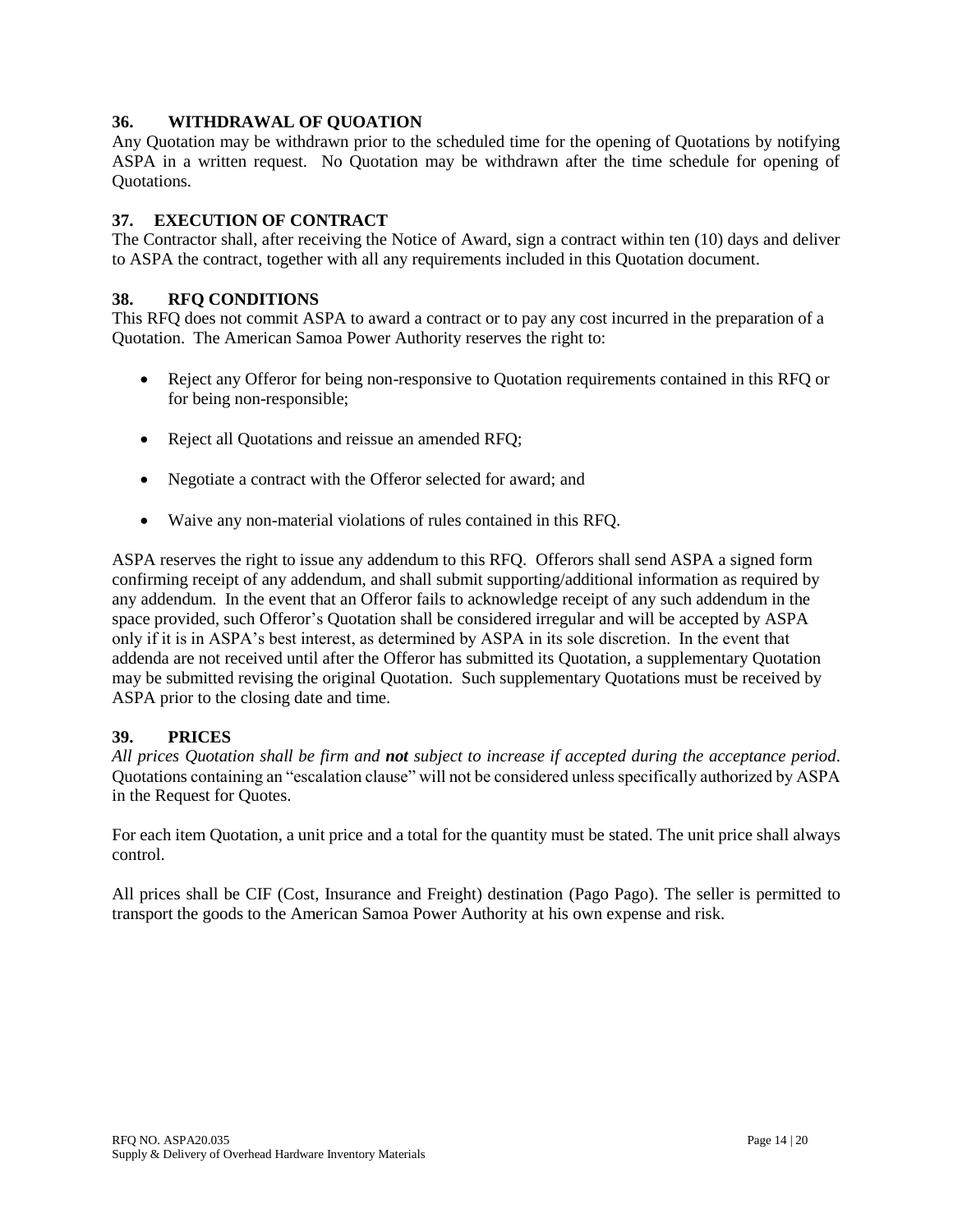## 36. WITHDRAWAL OF QUOATION

Any Quotation may be withdrawn prior to the scheduled time for the opening of Quotations by notifying ASPA in a written request. No Quotation may be withdrawn after the time schedule for opening of Quotations.

## 37. EXECUTION OF CONTRACT

The Contractor shall, after receiving the Notice of Award, sign a contract within ten (10) days and deliver to ASPA the contract, together with all any requirements included in this Quotation document.

## 38. RFQ CONDITIONS

This RFQ does not commit ASPA to award a contract or to pay any cost incurred in the preparation of a Quotation. The American Samoa Power Authority reserves the right to:

- Reject any Offeror for being non-responsive to Quotation requirements contained in this RFQ or for being non-responsible;
- Reject all Quotations and reissue an amended RFQ;
- Negotiate a contract with the Offeror selected for award; and
- Waive any non-material violations of rules contained in this RFQ.

ASPA reserves the right to issue any addendum to this RFQ. Offerors shall send ASPA a signed form confirming receipt of any addendum, and shall submit supporting/additional information as required by any addendum. In the event that an Offeror fails to acknowledge receipt of any such addendum in the space provided, such Offeror's Quotation shall be considered irregular and will be accepted by ASPA only if it is in ASPA's best interest, as determined by ASPA in its sole discretion. In the event that addenda are not received until after the Offeror has submitted its Quotation, a supplementary Quotation may be submitted revising the original Quotation. Such supplementary Quotations must be received by ASPA prior to the closing date and time.

## 39. PRICES

*All prices Quotation shall be firm and **not** subject to increase if accepted during the acceptance period.* Quotations containing an "escalation clause" will not be considered unless specifically authorized by ASPA in the Request for Quotes.

For each item Quotation, a unit price and a total for the quantity must be stated. The unit price shall always control.

All prices shall be CIF (Cost, Insurance and Freight) destination (Pago Pago). The seller is permitted to transport the goods to the American Samoa Power Authority at his own expense and risk.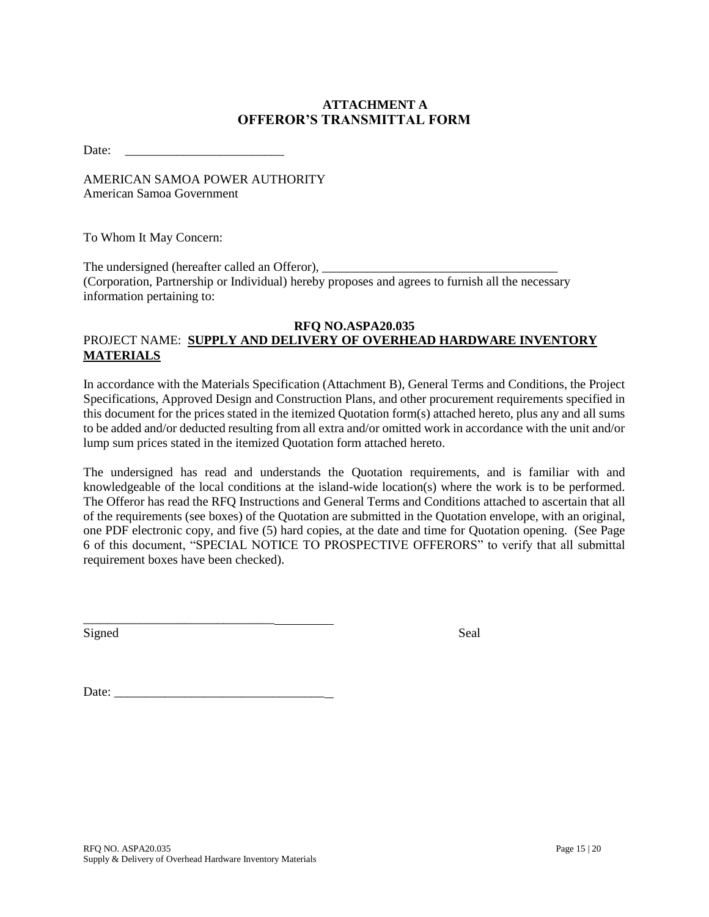## ATTACHMENT A
## OFFEROR'S TRANSMITTAL FORM

Date: _________________________

AMERICAN SAMOA POWER AUTHORITY
American Samoa Government

To Whom It May Concern:

The undersigned (hereafter called an Offeror), ____________________________________ (Corporation, Partnership or Individual) hereby proposes and agrees to furnish all the necessary information pertaining to:

**RFQ NO.ASPA20.035**

PROJECT NAME: **SUPPLY AND DELIVERY OF OVERHEAD HARDWARE INVENTORY MATERIALS**

In accordance with the Materials Specification (Attachment B), General Terms and Conditions, the Project Specifications, Approved Design and Construction Plans, and other procurement requirements specified in this document for the prices stated in the itemized Quotation form(s) attached hereto, plus any and all sums to be added and/or deducted resulting from all extra and/or omitted work in accordance with the unit and/or lump sum prices stated in the itemized Quotation form attached hereto.

The undersigned has read and understands the Quotation requirements, and is familiar with and knowledgeable of the local conditions at the island-wide location(s) where the work is to be performed. The Offeror has read the RFQ Instructions and General Terms and Conditions attached to ascertain that all of the requirements (see boxes) of the Quotation are submitted in the Quotation envelope, with an original, one PDF electronic copy, and five (5) hard copies, at the date and time for Quotation opening. (See Page 6 of this document, "SPECIAL NOTICE TO PROSPECTIVE OFFERORS" to verify that all submittal requirement boxes have been checked).

_______________________________________

Signed

Seal

Date: _________________________________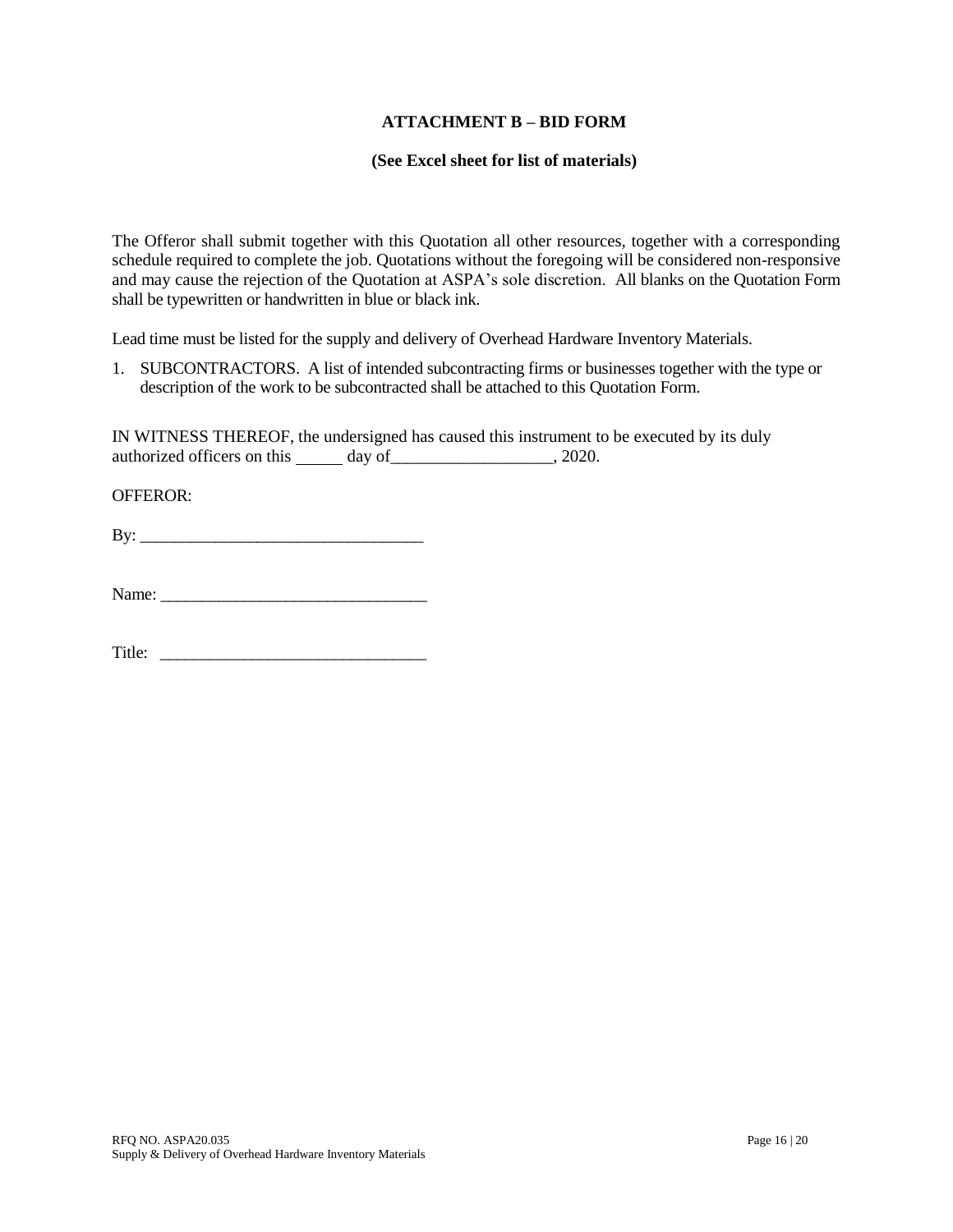**ATTACHMENT B – BID FORM**

**(See Excel sheet for list of materials)**

The Offeror shall submit together with this Quotation all other resources, together with a corresponding schedule required to complete the job. Quotations without the foregoing will be considered non-responsive and may cause the rejection of the Quotation at ASPA's sole discretion. All blanks on the Quotation Form shall be typewritten or handwritten in blue or black ink.

Lead time must be listed for the supply and delivery of Overhead Hardware Inventory Materials.

1. SUBCONTRACTORS. A list of intended subcontracting firms or businesses together with the type or description of the work to be subcontracted shall be attached to this Quotation Form.

IN WITNESS THEREOF, the undersigned has caused this instrument to be executed by its duly authorized officers on this _____ day of___________________, 2020.

OFFEROR:

By: _________________________________

Name: _______________________________

Title: _______________________________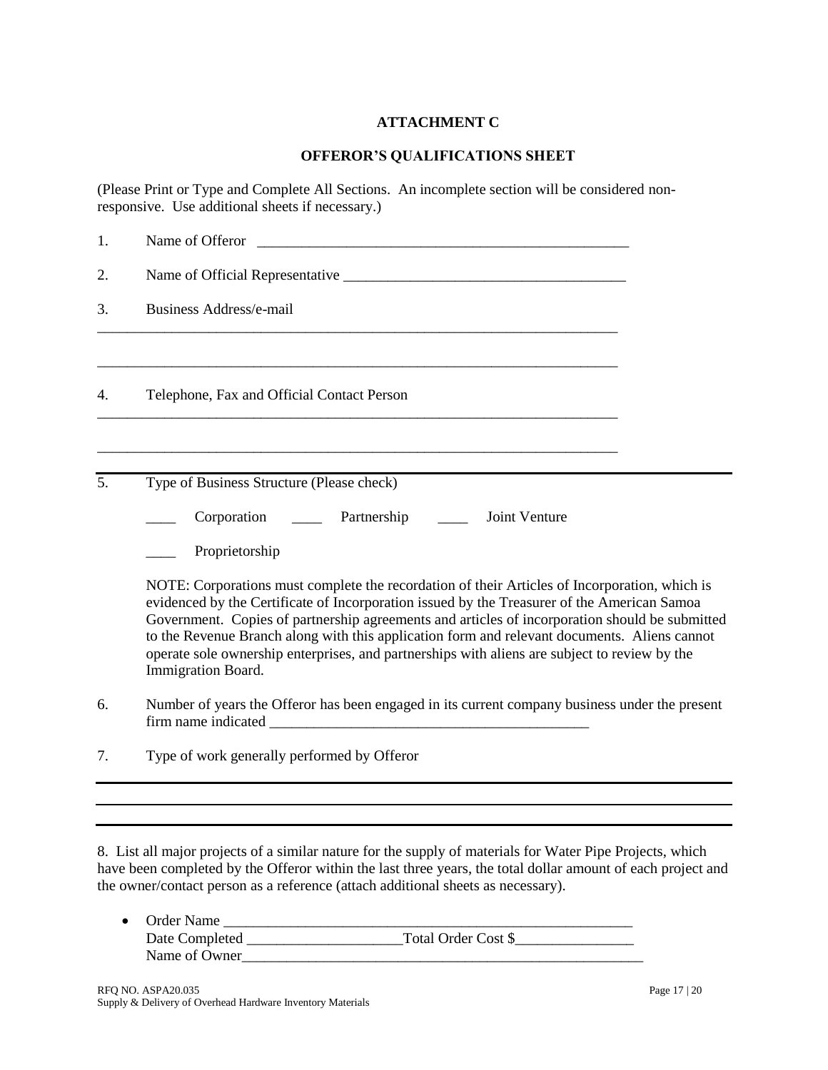**ATTACHMENT C**

**OFFEROR'S QUALIFICATIONS SHEET**

(Please Print or Type and Complete All Sections. An incomplete section will be considered non-responsive. Use additional sheets if necessary.)

1. Name of Offeror ____________________________________________________

2. Name of Official Representative ______________________________________

3. Business Address/e-mail

___________________________________________________________________________

___________________________________________________________________________

4. Telephone, Fax and Official Contact Person

___________________________________________________________________________

___________________________________________________________________________

5. Type of Business Structure (Please check)

   ____ Corporation ____ Partnership ____ Joint Venture

   ____ Proprietorship

   NOTE: Corporations must complete the recordation of their Articles of Incorporation, which is evidenced by the Certificate of Incorporation issued by the Treasurer of the American Samoa Government. Copies of partnership agreements and articles of incorporation should be submitted to the Revenue Branch along with this application form and relevant documents. Aliens cannot operate sole ownership enterprises, and partnerships with aliens are subject to review by the Immigration Board.

6. Number of years the Offeror has been engaged in its current company business under the present firm name indicated ____________________________________________

7. Type of work generally performed by Offeror

___________________________________________________________________________

___________________________________________________________________________

8. List all major projects of a similar nature for the supply of materials for Water Pipe Projects, which have been completed by the Offeror within the last three years, the total dollar amount of each project and the owner/contact person as a reference (attach additional sheets as necessary).

- Order Name ____________________________________________________
  Date Completed ____________________Total Order Cost $_______________
  Name of Owner___________________________________________________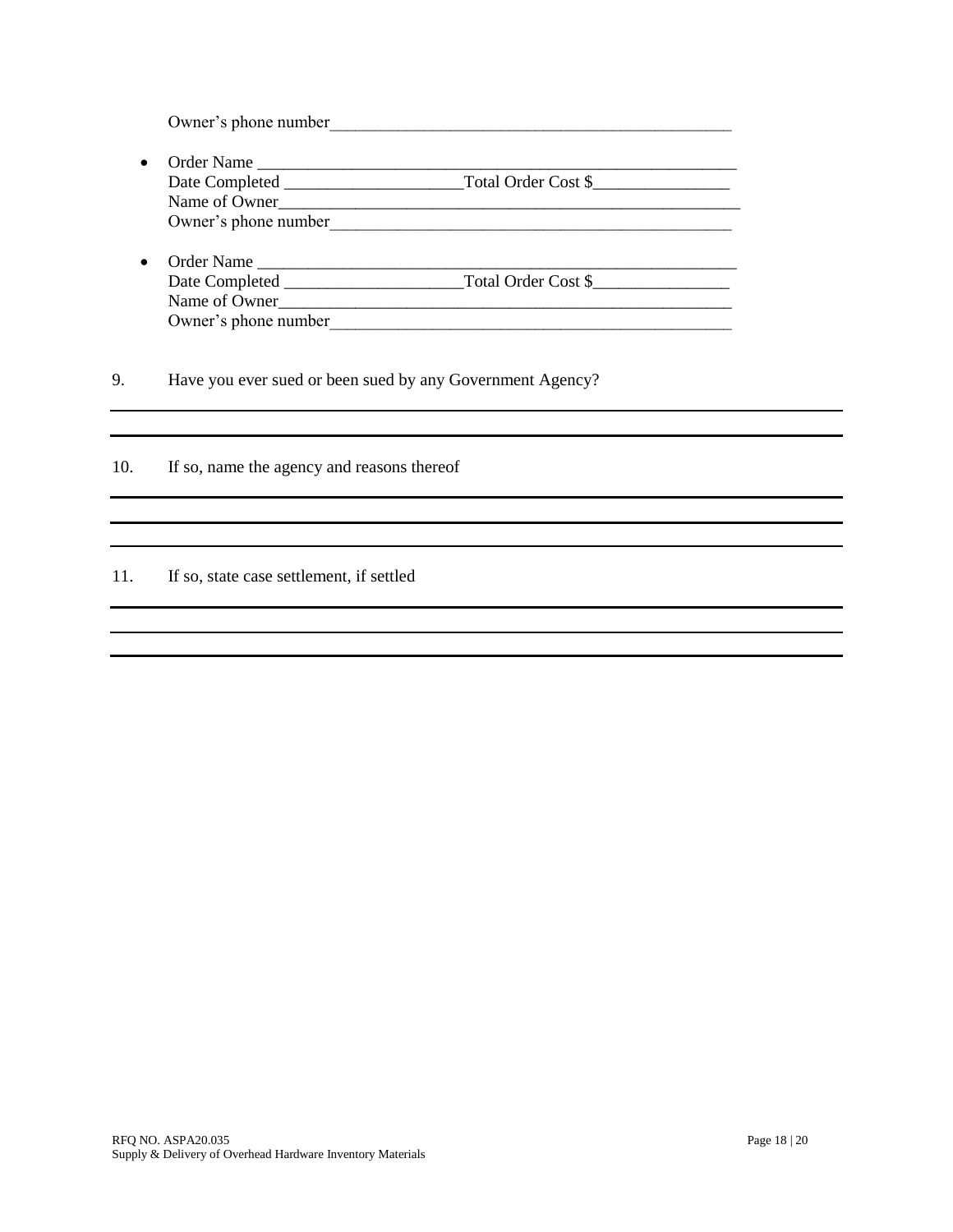Owner's phone number_______________________________________________

- Order Name ______________________________________________________
  Date Completed ____________________Total Order Cost $_______________
  Name of Owner_____________________________________________________
  Owner's phone number_______________________________________________

- Order Name ______________________________________________________
  Date Completed ____________________Total Order Cost $_______________
  Name of Owner_____________________________________________________
  Owner's phone number_______________________________________________

9. Have you ever sued or been sued by any Government Agency?

_______________________________________________________________________________

_______________________________________________________________________________

10. If so, name the agency and reasons thereof

_______________________________________________________________________________

_______________________________________________________________________________

_______________________________________________________________________________

11. If so, state case settlement, if settled

_______________________________________________________________________________

_______________________________________________________________________________

_______________________________________________________________________________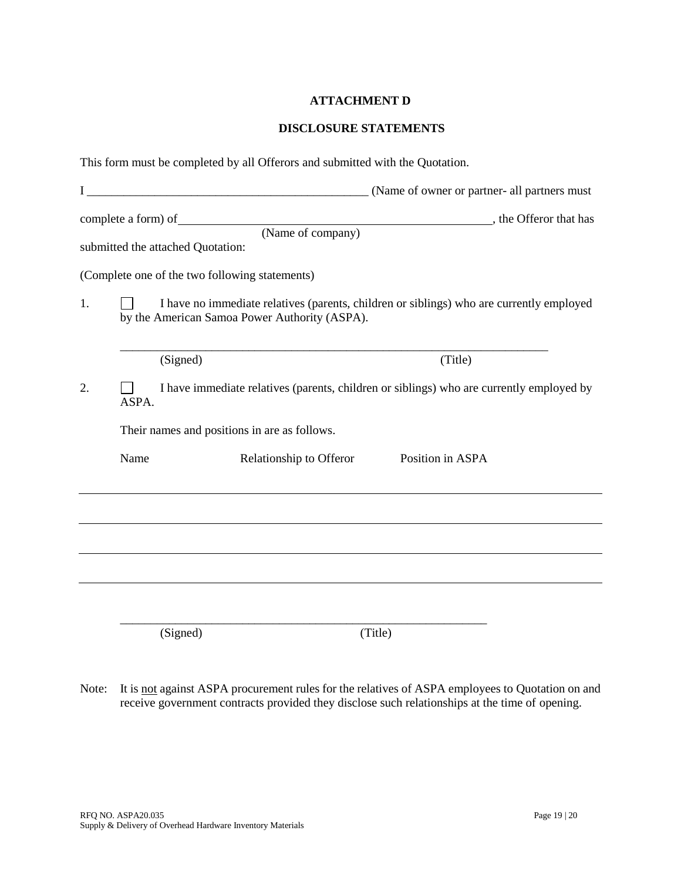**ATTACHMENT D**

**DISCLOSURE STATEMENTS**

This form must be completed by all Offerors and submitted with the Quotation.

I ______________________________________________ (Name of owner or partner- all partners must complete a form) of ______________________________________________ (Name of company), the Offeror that has submitted the attached Quotation:

(Complete one of the two following statements)

1. ☐ I have no immediate relatives (parents, children or siblings) who are currently employed by the American Samoa Power Authority (ASPA).

   ______________________________________________________________________

   (Signed) (Title)

2. ☐ I have immediate relatives (parents, children or siblings) who are currently employed by ASPA.

   Their names and positions in are as follows.

| Name | Relationship to Offeror | Position in ASPA |
|---|---|---|
| | | |
| | | |
| | | |
| | | |

   ______________________________________________________________________

   (Signed) (Title)

Note: It is <u>not</u> against ASPA procurement rules for the relatives of ASPA employees to Quotation on and receive government contracts provided they disclose such relationships at the time of opening.

RFQ NO. ASPA20.035
Supply & Delivery of Overhead Hardware Inventory Materials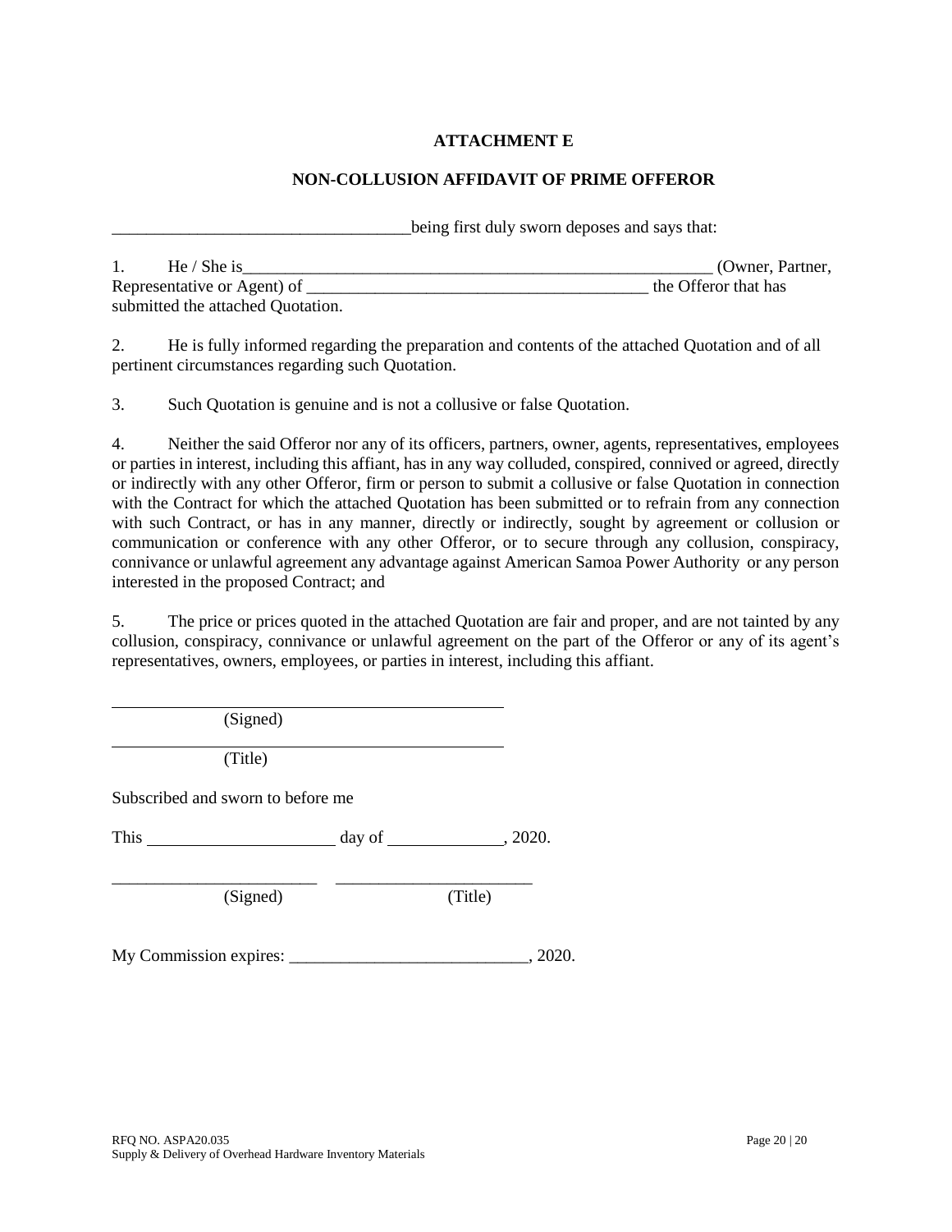**ATTACHMENT E**

**NON-COLLUSION AFFIDAVIT OF PRIME OFFEROR**

___________________________________being first duly sworn deposes and says that:

1. He / She is_______________________________________________________ (Owner, Partner, Representative or Agent) of _______________________________________ the Offeror that has submitted the attached Quotation.

2. He is fully informed regarding the preparation and contents of the attached Quotation and of all pertinent circumstances regarding such Quotation.

3. Such Quotation is genuine and is not a collusive or false Quotation.

4. Neither the said Offeror nor any of its officers, partners, owner, agents, representatives, employees or parties in interest, including this affiant, has in any way colluded, conspired, connived or agreed, directly or indirectly with any other Offeror, firm or person to submit a collusive or false Quotation in connection with the Contract for which the attached Quotation has been submitted or to refrain from any connection with such Contract, or has in any manner, directly or indirectly, sought by agreement or collusion or communication or conference with any other Offeror, or to secure through any collusion, conspiracy, connivance or unlawful agreement any advantage against American Samoa Power Authority or any person interested in the proposed Contract; and

5. The price or prices quoted in the attached Quotation are fair and proper, and are not tainted by any collusion, conspiracy, connivance or unlawful agreement on the part of the Offeror or any of its agent's representatives, owners, employees, or parties in interest, including this affiant.

_____________________________________________
(Signed)

_____________________________________________
(Title)

Subscribed and sworn to before me

This ______________________ day of ______________, 2020.

_______________________  _______________________
(Signed)  (Title)

My Commission expires: ____________________________, 2020.

RFQ NO. ASPA20.035
Supply & Delivery of Overhead Hardware Inventory Materials